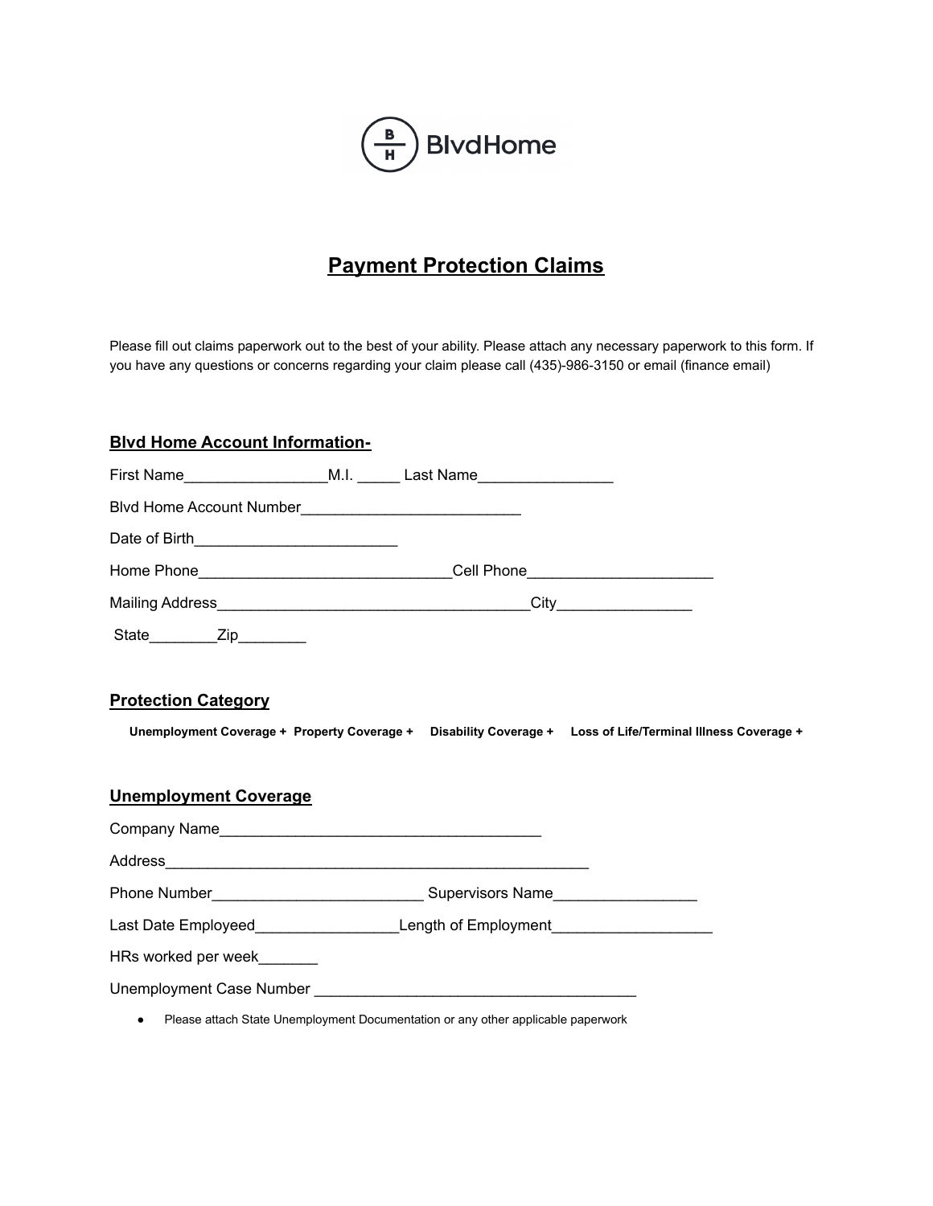BlvdHome

# Payment Protection Claims

Please fill out claims paperwork out to the best of your ability. Please attach any necessary paperwork to this form. If you have any questions or concerns regarding your claim please call (435)-986-3150 or email (finance email)

## Blvd Home Account Information-

First Name_________________M.I. _____ Last Name________________

Blvd Home Account Number__________________________

Date of Birth________________________

Home Phone______________________________Cell Phone______________________

Mailing Address_____________________________________City________________

State________Zip________

## Protection Category

**Unemployment Coverage +  Property Coverage +  Disability Coverage +  Loss of Life/Terminal Illness Coverage +**

## Unemployment Coverage

Company Name______________________________________

Address__________________________________________________

Phone Number_________________________ Supervisors Name_________________

Last Date Employeed_________________Length of Employment___________________

HRs worked per week_______

Unemployment Case Number ______________________________________

- Please attach State Unemployment Documentation or any other applicable paperwork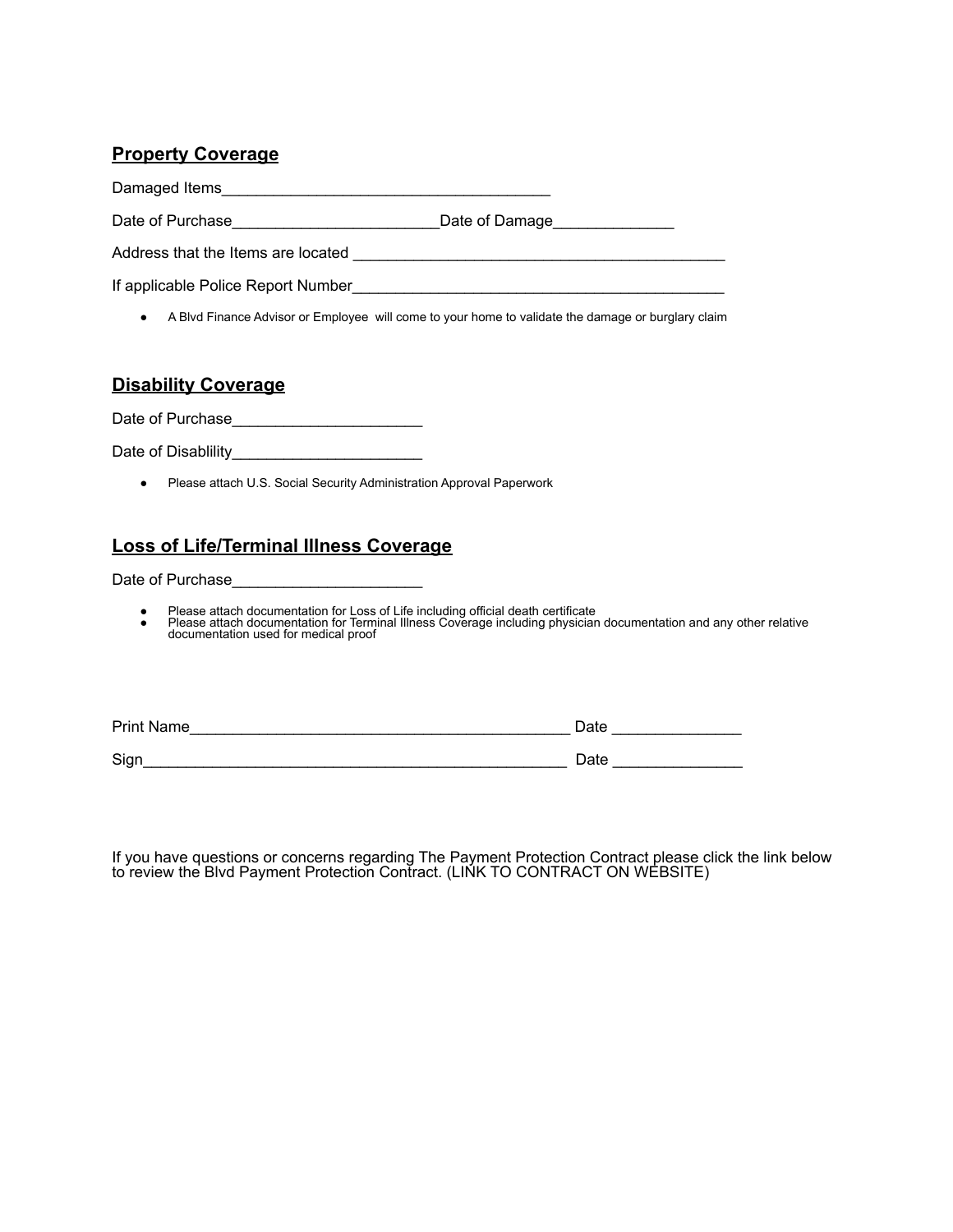## **Property Coverage**

Damaged Items______________________________________

Date of Purchase________________________Date of Damage______________

Address that the Items are located ___________________________________________

If applicable Police Report Number___________________________________________

- A Blvd Finance Advisor or Employee will come to your home to validate the damage or burglary claim

## **Disability Coverage**

Date of Purchase______________________

Date of Disablility______________________

- Please attach U.S. Social Security Administration Approval Paperwork

## **Loss of Life/Terminal Illness Coverage**

Date of Purchase______________________

- Please attach documentation for Loss of Life including official death certificate
- Please attach documentation for Terminal Illness Coverage including physician documentation and any other relative documentation used for medical proof

Print Name____________________________________________ Date _______________

Sign_________________________________________________ Date _______________

If you have questions or concerns regarding The Payment Protection Contract please click the link below to review the Blvd Payment Protection Contract. (LINK TO CONTRACT ON WEBSITE)